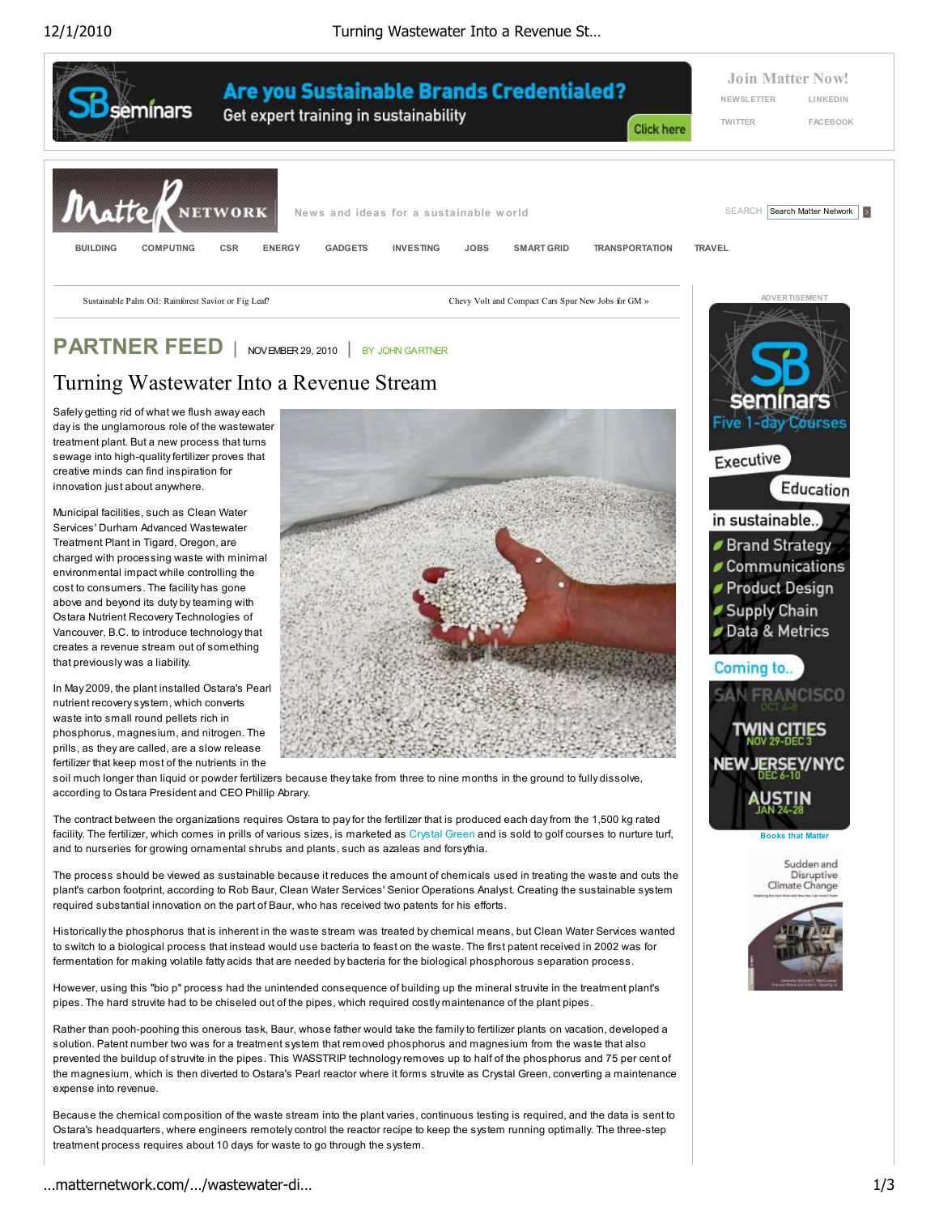# Turning Wastewater Into a Revenue Stream

PARTNER FEED | NOVEMBER 29, 2010 | BY JOHN GARTNER

Safely getting rid of what we flush away each day is the unglamorous role of the wastewater treatment plant. But a new process that turns sewage into high-quality fertilizer proves that creative minds can find inspiration for innovation just about anywhere.

Municipal facilities, such as Clean Water Services' Durham Advanced Wastewater Treatment Plant in Tigard, Oregon, are charged with processing waste with minimal environmental impact while controlling the cost to consumers. The facility has gone above and beyond its duty by teaming with Ostara Nutrient Recovery Technologies of Vancouver, B.C. to introduce technology that creates a revenue stream out of something that previously was a liability.

In May 2009, the plant installed Ostara's Pearl nutrient recovery system, which converts waste into small round pellets rich in phosphorus, magnesium, and nitrogen. The prills, as they are called, are a slow release fertilizer that keep most of the nutrients in the soil much longer than liquid or powder fertilizers because they take from three to nine months in the ground to fully dissolve, according to Ostara President and CEO Phillip Abrary.

The contract between the organizations requires Ostara to pay for the fertilizer that is produced each day from the 1,500 kg rated facility. The fertilizer, which comes in prills of various sizes, is marketed as Crystal Green and is sold to golf courses to nurture turf, and to nurseries for growing ornamental shrubs and plants, such as azaleas and forsythia.

The process should be viewed as sustainable because it reduces the amount of chemicals used in treating the waste and cuts the plant's carbon footprint, according to Rob Baur, Clean Water Services' Senior Operations Analyst. Creating the sustainable system required substantial innovation on the part of Baur, who has received two patents for his efforts.

Historically the phosphorus that is inherent in the waste stream was treated by chemical means, but Clean Water Services wanted to switch to a biological process that instead would use bacteria to feast on the waste. The first patent received in 2002 was for fermentation for making volatile fatty acids that are needed by bacteria for the biological phosphorous separation process.

However, using this "bio p" process had the unintended consequence of building up the mineral struvite in the treatment plant's pipes. The hard struvite had to be chiseled out of the pipes, which required costly maintenance of the plant pipes.

Rather than pooh-poohing this onerous task, Baur, whose father would take the family to fertilizer plants on vacation, developed a solution. Patent number two was for a treatment system that removed phosphorus and magnesium from the waste that also prevented the buildup of struvite in the pipes. This WASSTRIP technology removes up to half of the phosphorus and 75 per cent of the magnesium, which is then diverted to Ostara's Pearl reactor where it forms struvite as Crystal Green, converting a maintenance expense into revenue.

Because the chemical composition of the waste stream into the plant varies, continuous testing is required, and the data is sent to Ostara's headquarters, where engineers remotely control the reactor recipe to keep the system running optimally. The three-step treatment process requires about 10 days for waste to go through the system.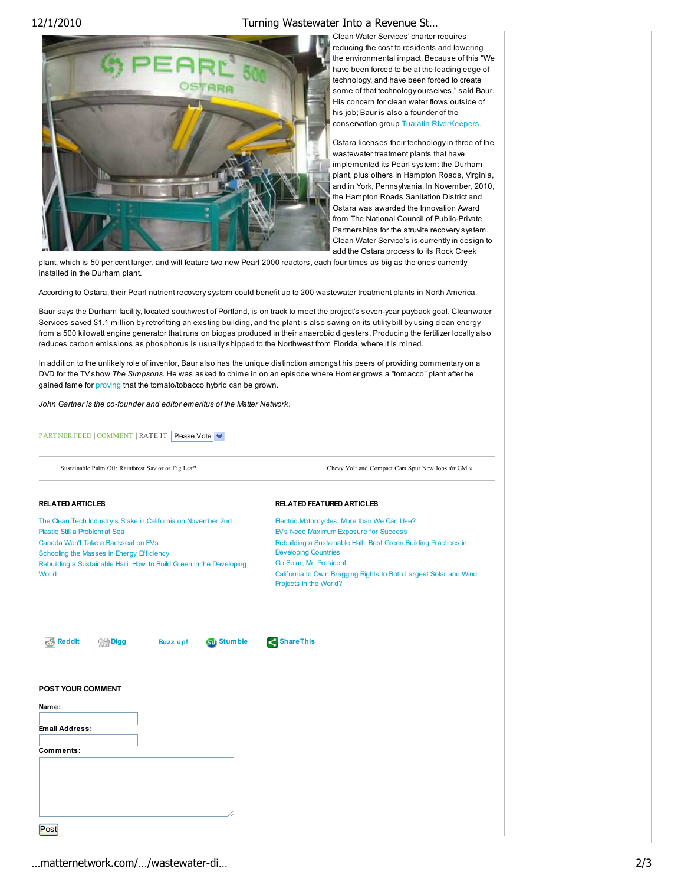Clean Water Services' charter requires reducing the cost to residents and lowering the environmental impact. Because of this "We have been forced to be at the leading edge of technology, and have been forced to create some of that technology ourselves," said Baur. His concern for clean water flows outside of his job; Baur is also a founder of the conservation group Tualatin RiverKeepers.

Ostara licenses their technology in three of the wastewater treatment plants that have implemented its Pearl system: the Durham plant, plus others in Hampton Roads, Virginia, and in York, Pennsylvania. In November, 2010, the Hampton Roads Sanitation District and Ostara was awarded the Innovation Award from The National Council of Public-Private Partnerships for the struvite recovery system. Clean Water Service's is currently in design to add the Ostara process to its Rock Creek plant, which is 50 per cent larger, and will feature two new Pearl 2000 reactors, each four times as big as the ones currently installed in the Durham plant.

According to Ostara, their Pearl nutrient recovery system could benefit up to 200 wastewater treatment plants in North America.

Baur says the Durham facility, located southwest of Portland, is on track to meet the project's seven-year payback goal. Cleanwater Services saved $1.1 million by retrofitting an existing building, and the plant is also saving on its utility bill by using clean energy from a 500 kilowatt engine generator that runs on biogas produced in their anaerobic digesters. Producing the fertilizer locally also reduces carbon emissions as phosphorus is usually shipped to the Northwest from Florida, where it is mined.

In addition to the unlikely role of inventor, Baur also has the unique distinction amongst his peers of providing commentary on a DVD for the TV show *The Simpsons*. He was asked to chime in on an episode where Homer grows a "tomacco" plant after he gained fame for proving that the tomato/tobacco hybrid can be grown.

*John Gartner is the co-founder and editor emeritus of the Matter Network.*

PARTNER FEED | COMMENT | RATE IT Please Vote

Sustainable Palm Oil: Rainforest Savior or Fig Leaf?

Chevy Volt and Compact Cars Spur New Jobs for GM »

**RELATED ARTICLES**

- The Clean Tech Industry's Stake in California on November 2nd
- Plastic Still a Problem at Sea
- Canada Won't Take a Backseat on EVs
- Schooling the Masses in Energy Efficiency
- Rebuilding a Sustainable Haiti: How to Build Green in the Developing World

**RELATED FEATURED ARTICLES**

- Electric Motorcycles: More than We Can Use?
- EVs Need Maximum Exposure for Success
- Rebuilding a Sustainable Haiti: Best Green Building Practices in Developing Countries
- Go Solar, Mr. President
- California to Own Bragging Rights to Both Largest Solar and Wind Projects in the World?

Reddit Digg Buzz up! Stumble ShareThis

**POST YOUR COMMENT**

**Name:**

**Email Address:**

**Comments:**

Post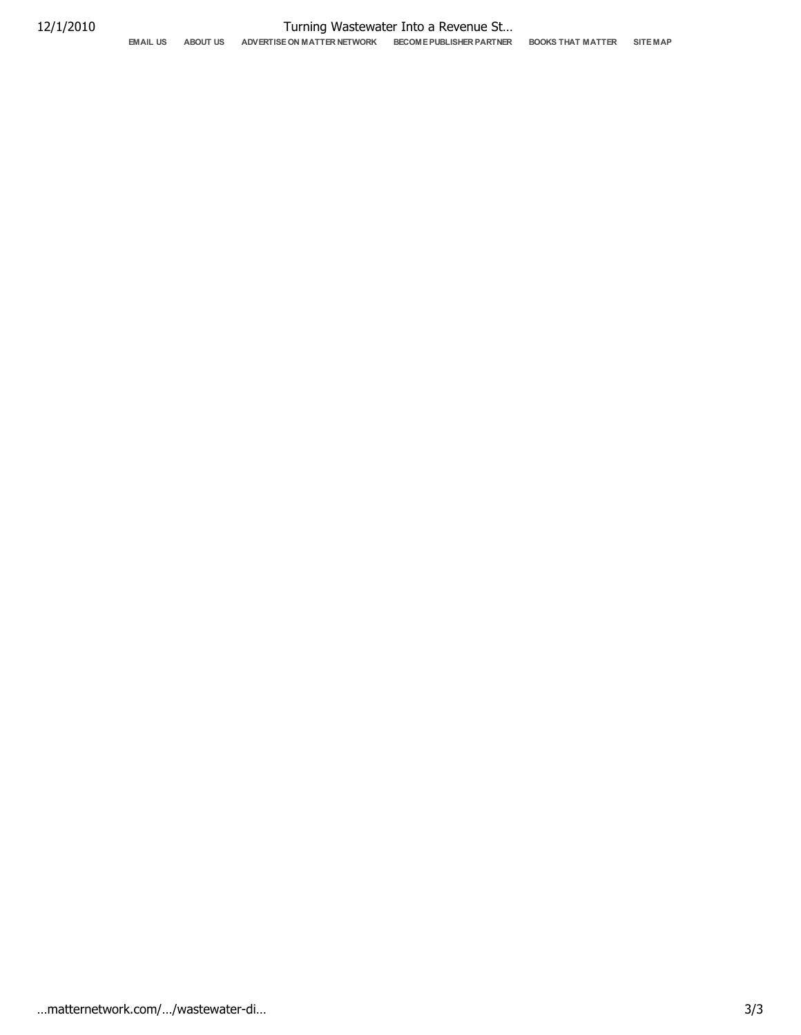EMAIL US ABOUT US ADVERTISE ON MATTER NETWORK BECOME PUBLISHER PARTNER BOOKS THAT MATTER SITE MAP